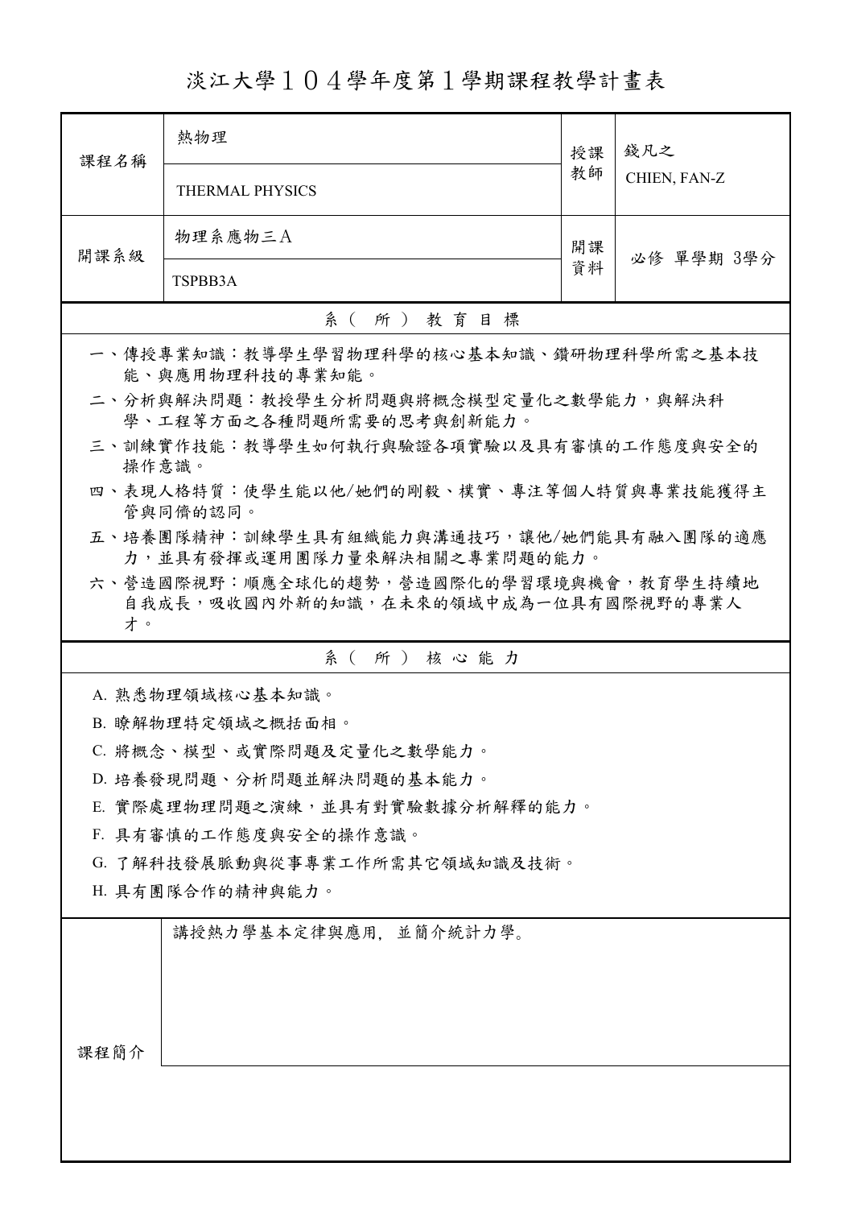# 淡江大學１０４學年度第１學期課程教學計畫表

| 課程名稱 | 熱物理 | 授課教師 | 錢凡之 |
|---|---|---|---|
| | THERMAL PHYSICS | | CHIEN, FAN-Z |
| 開課系級 | 物理系應物三Ａ | 開課資料 | 必修 單學期 3學分 |
| | TSPBB3A | | |

## 系（所）教育目標

一、傳授專業知識：教導學生學習物理科學的核心基本知識、鑽研物理科學所需之基本技能、與應用物理科技的專業知能。

二、分析與解決問題：教授學生分析問題與將概念模型定量化之數學能力，與解決科學、工程等方面之各種問題所需要的思考與創新能力。

三、訓練實作技能：教導學生如何執行與驗證各項實驗以及具有審慎的工作態度與安全的操作意識。

四、表現人格特質：使學生能以他/她們的剛毅、樸實、專注等個人特質與專業技能獲得主管與同儕的認同。

五、培養團隊精神：訓練學生具有組織能力與溝通技巧，讓他/她們能具有融入團隊的適應力，並具有發揮或運用團隊力量來解決相關之專業問題的能力。

六、營造國際視野：順應全球化的趨勢，營造國際化的學習環境與機會，教育學生持續地自我成長，吸收國內外新的知識，在未來的領域中成為一位具有國際視野的專業人才。

## 系（所）核心能力

A. 熟悉物理領域核心基本知識。

B. 瞭解物理特定領域之概括面相。

C. 將概念、模型、或實際問題及定量化之數學能力。

D. 培養發現問題、分析問題並解決問題的基本能力。

E. 實際處理物理問題之演練，並具有對實驗數據分析解釋的能力。

F. 具有審慎的工作態度與安全的操作意識。

G. 了解科技發展脈動與從事專業工作所需其它領域知識及技術。

H. 具有團隊合作的精神與能力。

| 課程簡介 | 講授熱力學基本定律與應用，並簡介統計力學。 |
|---|---|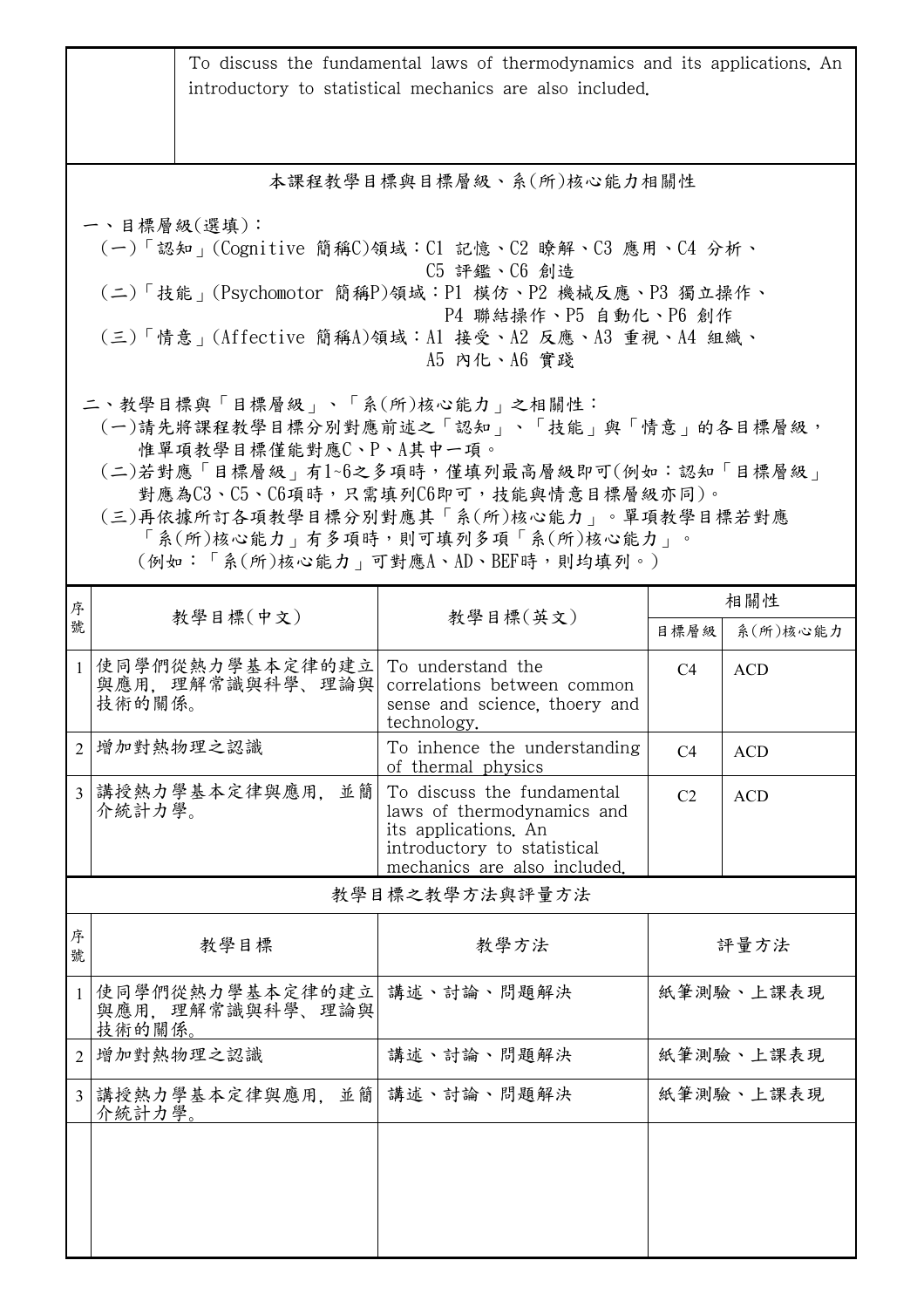| | To discuss the fundamental laws of thermodynamics and its applications. An introductory to statistical mechanics are also included. |
|---|---|

## 本課程教學目標與目標層級、系(所)核心能力相關性

一、目標層級(選填)：

(一)「認知」(Cognitive 簡稱C)領域：C1 記憶、C2 瞭解、C3 應用、C4 分析、C5 評鑑、C6 創造

(二)「技能」(Psychomotor 簡稱P)領域：P1 模仿、P2 機械反應、P3 獨立操作、P4 聯結操作、P5 自動化、P6 創作

(三)「情意」(Affective 簡稱A)領域：A1 接受、A2 反應、A3 重視、A4 組織、A5 內化、A6 實踐

二、教學目標與「目標層級」、「系(所)核心能力」之相關性：

(一)請先將課程教學目標分別對應前述之「認知」、「技能」與「情意」的各目標層級，惟單項教學目標僅能對應C、P、A其中一項。

(二)若對應「目標層級」有1~6之多項時，僅填列最高層級即可(例如：認知「目標層級」對應為C3、C5、C6項時，只需填列C6即可，技能與情意目標層級亦同)。

(三)再依據所訂各項教學目標分別對應其「系(所)核心能力」。單項教學目標若對應「系(所)核心能力」有多項時，則可填列多項「系(所)核心能力」。(例如：「系(所)核心能力」可對應A、AD、BEF時，則均填列。)

| 序號 | 教學目標(中文) | 教學目標(英文) | 相關性 | |
|---|---|---|---|---|
| | | | 目標層級 | 系(所)核心能力 |
| 1 | 使同學們從熱力學基本定律的建立與應用，理解常識與科學、理論與技術的關係。 | To understand the correlations between common sense and science, thoery and technology. | C4 | ACD |
| 2 | 增加對熱物理之認識 | To inhence the understanding of thermal physics | C4 | ACD |
| 3 | 講授熱力學基本定律與應用，並簡介統計力學。 | To discuss the fundamental laws of thermodynamics and its applications. An introductory to statistical mechanics are also included. | C2 | ACD |

## 教學目標之教學方法與評量方法

| 序號 | 教學目標 | 教學方法 | 評量方法 |
|---|---|---|---|
| 1 | 使同學們從熱力學基本定律的建立與應用，理解常識與科學、理論與技術的關係。 | 講述、討論、問題解決 | 紙筆測驗、上課表現 |
| 2 | 增加對熱物理之認識 | 講述、討論、問題解決 | 紙筆測驗、上課表現 |
| 3 | 講授熱力學基本定律與應用，並簡介統計力學。 | 講述、討論、問題解決 | 紙筆測驗、上課表現 |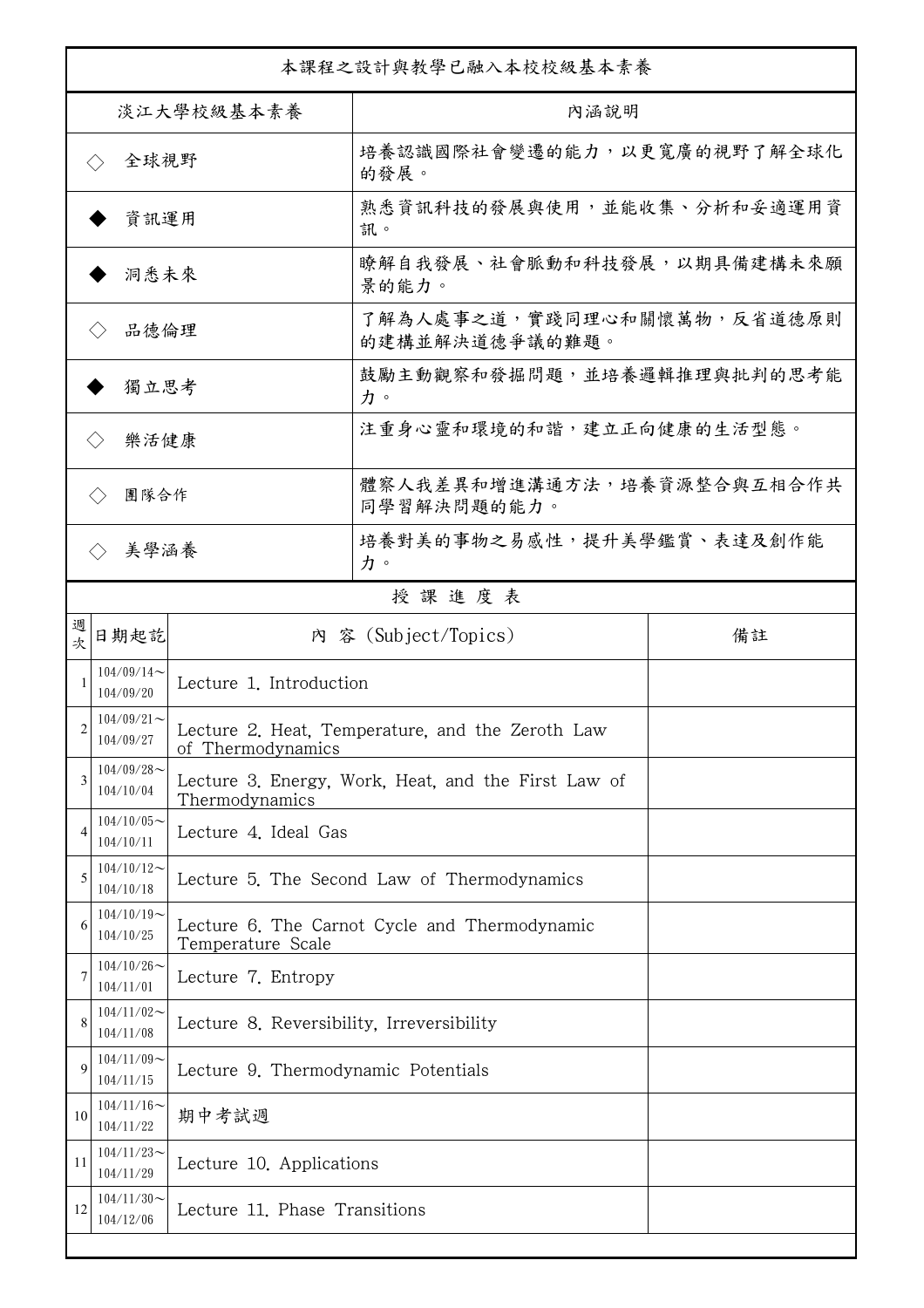| 本課程之設計與教學已融入本校校級基本素養 | |
|---|---|
| 淡江大學校級基本素養 | 內涵說明 |
| ◇ 全球視野 | 培養認識國際社會變遷的能力，以更寬廣的視野了解全球化的發展。 |
| ◆ 資訊運用 | 熟悉資訊科技的發展與使用，並能收集、分析和妥適運用資訊。 |
| ◆ 洞悉未來 | 瞭解自我發展、社會脈動和科技發展，以期具備建構未來願景的能力。 |
| ◇ 品德倫理 | 了解為人處事之道，實踐同理心和關懷萬物，反省道德原則的建構並解決道德爭議的難題。 |
| ◆ 獨立思考 | 鼓勵主動觀察和發掘問題，並培養邏輯推理與批判的思考能力。 |
| ◇ 樂活健康 | 注重身心靈和環境的和諧，建立正向健康的生活型態。 |
| ◇ 團隊合作 | 體察人我差異和增進溝通方法，培養資源整合與互相合作共同學習解決問題的能力。 |
| ◇ 美學涵養 | 培養對美的事物之易感性，提升美學鑑賞、表達及創作能力。 |

授 課 進 度 表

| 週次 | 日期起訖 | 內 容 (Subject/Topics) | 備註 |
|---|---|---|---|
| 1 | 104/09/14～104/09/20 | Lecture 1. Introduction | |
| 2 | 104/09/21～104/09/27 | Lecture 2. Heat, Temperature, and the Zeroth Law of Thermodynamics | |
| 3 | 104/09/28～104/10/04 | Lecture 3. Energy, Work, Heat, and the First Law of Thermodynamics | |
| 4 | 104/10/05～104/10/11 | Lecture 4. Ideal Gas | |
| 5 | 104/10/12～104/10/18 | Lecture 5. The Second Law of Thermodynamics | |
| 6 | 104/10/19～104/10/25 | Lecture 6. The Carnot Cycle and Thermodynamic Temperature Scale | |
| 7 | 104/10/26～104/11/01 | Lecture 7. Entropy | |
| 8 | 104/11/02～104/11/08 | Lecture 8. Reversibility, Irreversibility | |
| 9 | 104/11/09～104/11/15 | Lecture 9. Thermodynamic Potentials | |
| 10 | 104/11/16～104/11/22 | 期中考試週 | |
| 11 | 104/11/23～104/11/29 | Lecture 10. Applications | |
| 12 | 104/11/30～104/12/06 | Lecture 11. Phase Transitions | |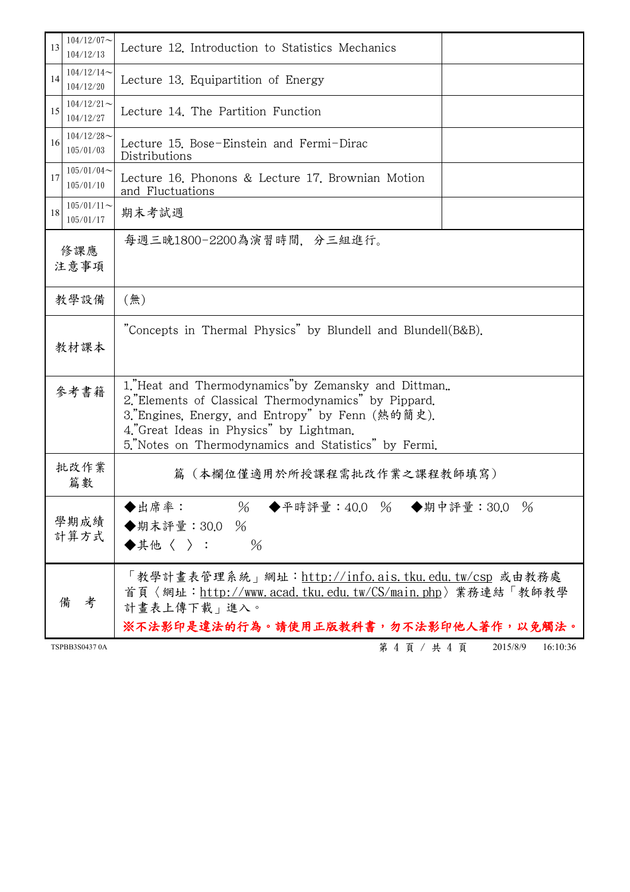| | | | |
|---|---|---|---|
| 13 | 104/12/07～<br>104/12/13 | Lecture 12. Introduction to Statistics Mechanics | |
| 14 | 104/12/14～<br>104/12/20 | Lecture 13. Equipartition of Energy | |
| 15 | 104/12/21～<br>104/12/27 | Lecture 14. The Partition Function | |
| 16 | 104/12/28～<br>105/01/03 | Lecture 15. Bose-Einstein and Fermi-Dirac Distributions | |
| 17 | 105/01/04～<br>105/01/10 | Lecture 16. Phonons & Lecture 17. Brownian Motion and Fluctuations | |
| 18 | 105/01/11～<br>105/01/17 | 期末考試週 | |

| | |
|---|---|
| 修課應注意事項 | 每週三晚1800-2200為演習時間，分三組進行。 |
| 教學設備 | (無) |
| 教材課本 | "Concepts in Thermal Physics" by Blundell and Blundell(B&B). |
| 參考書籍 | 1."Heat and Thermodynamics"by Zemansky and Dittman..<br>2."Elements of Classical Thermodynamics" by Pippard.<br>3."Engines, Energy, and Entropy" by Fenn (熱的簡史).<br>4."Great Ideas in Physics" by Lightman.<br>5."Notes on Thermodynamics and Statistics" by Fermi. |
| 批改作業篇數 | 篇（本欄位僅適用於所授課程需批改作業之課程教師填寫） |
| 學期成績計算方式 | ◆出席率： ％ ◆平時評量：40.0 ％ ◆期中評量：30.0 ％<br>◆期末評量：30.0 ％<br>◆其他〈 〉： ％ |
| 備 考 | 「教學計畫表管理系統」網址：http://info.ais.tku.edu.tw/csp 或由教務處首頁〈網址：http://www.acad.tku.edu.tw/CS/main.php〉業務連結「教師教學計畫表上傳下載」進入。<br>**※不法影印是違法的行為。請使用正版教科書，勿不法影印他人著作，以免觸法。** |

TSPBB3S0437 0A　　2015/8/9　16:10:36